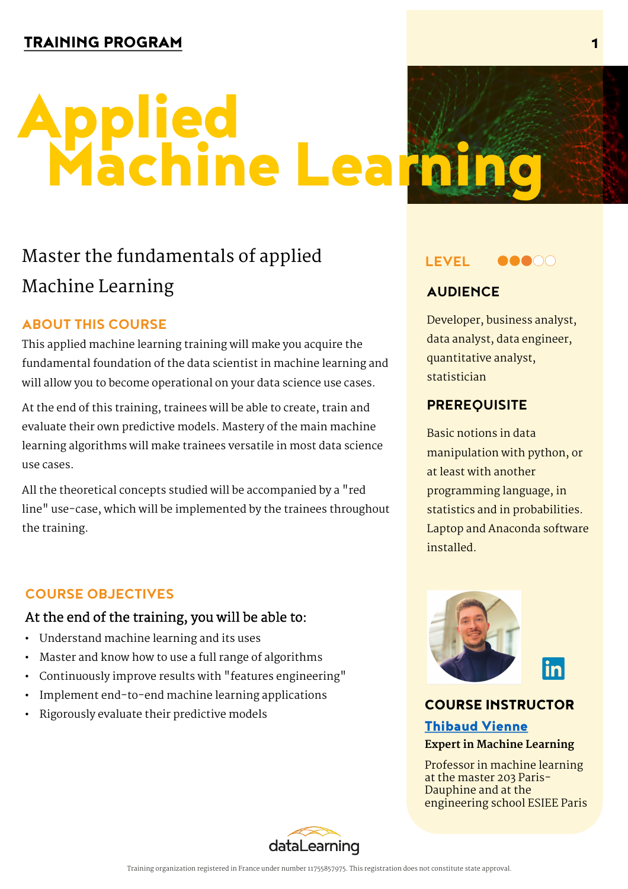**TRAINING PROGRAM**

# Applied Machine Learning

## Master the fundamentals of applied Machine Learning

### ABOUT THIS COURSE

This applied machine learning training will make you acquire the fundamental foundation of the data scientist in machine learning and will allow you to become operational on your data science use cases.

At the end of this training, trainees will be able to create, train and evaluate their own predictive models. Mastery of the main machine learning algorithms will make trainees versatile in most data science use cases.

All the theoretical concepts studied will be accompanied by a "red line" use-case, which will be implemented by the trainees throughout the training.

### COURSE OBJECTIVES

At the end of the training, you will be able to:

- Understand machine learning and its uses
- Master and know how to use a full range of algorithms
- Continuously improve results with "features engineering"
- Implement end-to-end machine learning applications
- Rigorously evaluate their predictive models

### LEVEL

●●●○○

### AUDIENCE

Developer, business analyst, data analyst, data engineer, quantitative analyst, statistician

### PREREQUISITE

Basic notions in data manipulation with python, or at least with another programming language, in statistics and in probabilities. Laptop and Anaconda software installed.

### COURSE INSTRUCTOR

**Thibaud Vienne**

**Expert in Machine Learning**

Professor in machine learning at the master 203 Paris-Dauphine and at the engineering school ESIEE Paris

dataLearning

Training organization registered in France under number 11755857975. This registration does not constitute state approval.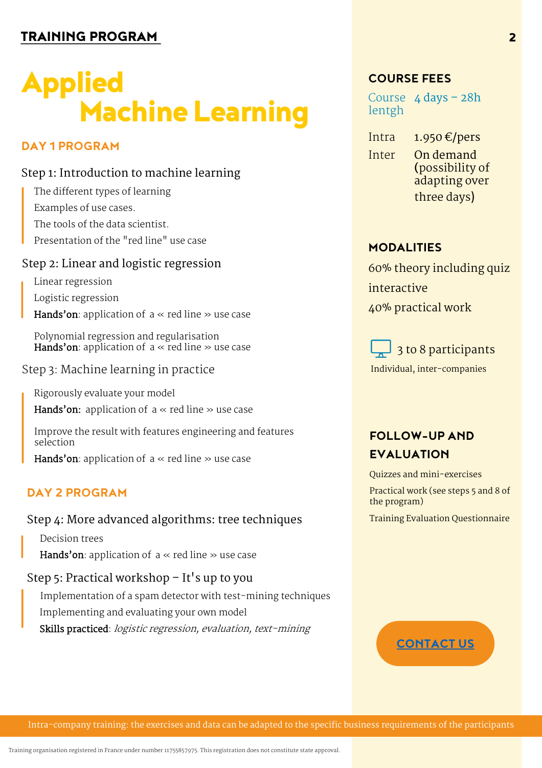**TRAINING PROGRAM**

# Applied Machine Learning

## DAY 1 PROGRAM

### Step 1: Introduction to machine learning

- The different types of learning
- Examples of use cases.
- The tools of the data scientist.
- Presentation of the "red line" use case

### Step 2: Linear and logistic regression

- Linear regression
- Logistic regression
- **Hands'on**: application of a « red line » use case
- Polynomial regression and regularisation
- **Hands'on**: application of a « red line » use case

### Step 3: Machine learning in practice

- Rigorously evaluate your model
- **Hands'on:** application of a « red line » use case
- Improve the result with features engineering and features selection
- **Hands'on**: application of a « red line » use case

## DAY 2 PROGRAM

### Step 4: More advanced algorithms: tree techniques

- Decision trees
- **Hands'on**: application of a « red line » use case

### Step 5: Practical workshop – It's up to you

- Implementation of a spam detector with test-mining techniques
- Implementing and evaluating your own model
- **Skills practiced**: *logistic regression, evaluation, text-mining*

## COURSE FEES

| | |
|---|---|
| Course length | 4 days – 28h |
| Intra | 1.950 €/pers |
| Inter | On demand (possibility of adapting over three days) |

## MODALITIES

60% theory including quiz

interactive

40% practical work

3 to 8 participants

Individual, inter-companies

## FOLLOW-UP AND EVALUATION

Quizzes and mini-exercises

Practical work (see steps 5 and 8 of the program)

Training Evaluation Questionnaire

**CONTACT US**

Intra-company training: the exercises and data can be adapted to the specific business requirements of the participants

Training organisation registered in France under number 11755857975. This registration does not constitute state approval.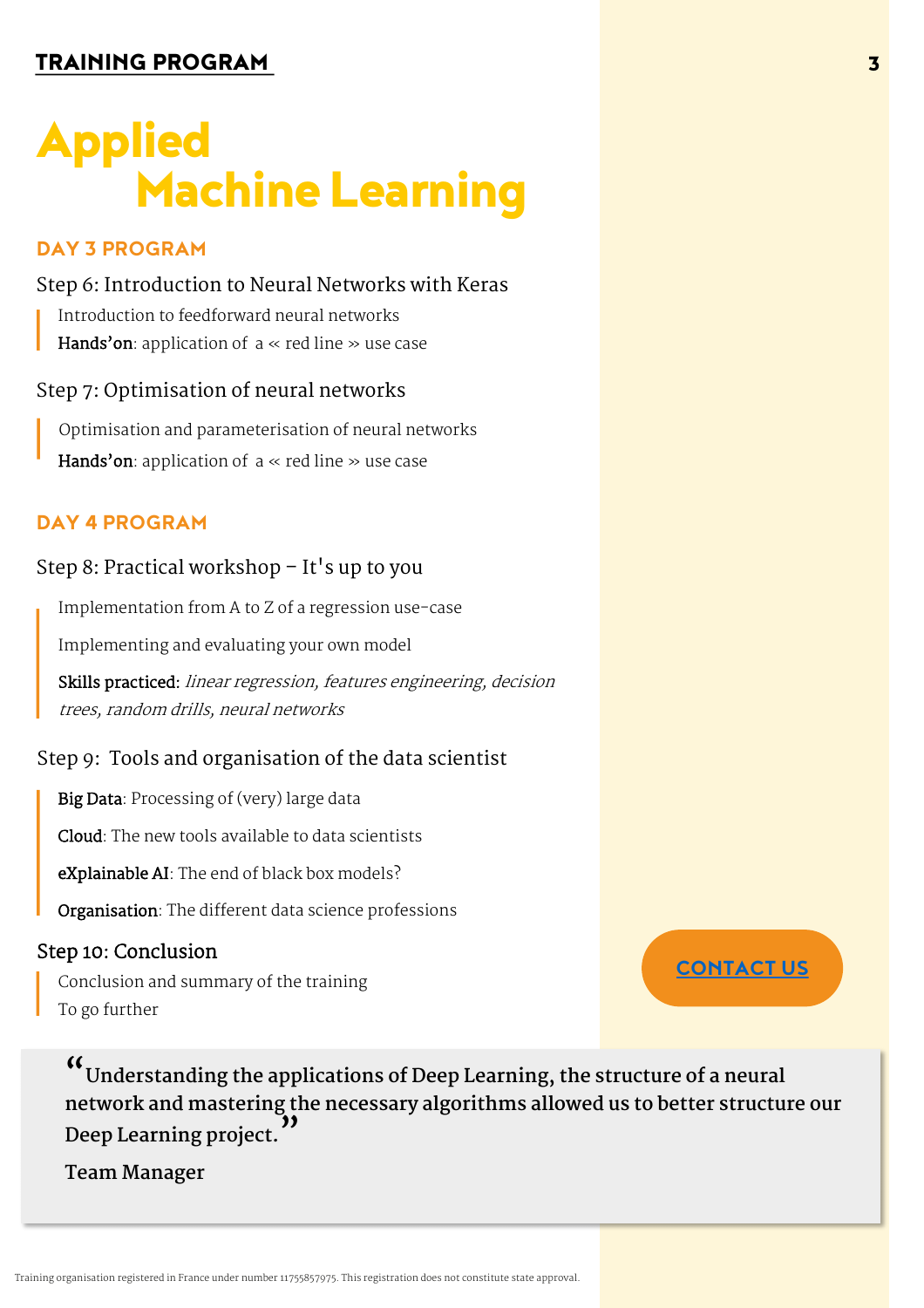**TRAINING PROGRAM**

# Applied Machine Learning

## DAY 3 PROGRAM

### Step 6: Introduction to Neural Networks with Keras

Introduction to feedforward neural networks

**Hands'on**: application of a « red line » use case

### Step 7: Optimisation of neural networks

Optimisation and parameterisation of neural networks

**Hands'on**: application of a « red line » use case

## DAY 4 PROGRAM

### Step 8: Practical workshop – It's up to you

Implementation from A to Z of a regression use-case

Implementing and evaluating your own model

**Skills practiced:** *linear regression, features engineering, decision trees, random drills, neural networks*

### Step 9: Tools and organisation of the data scientist

**Big Data**: Processing of (very) large data

**Cloud**: The new tools available to data scientists

**eXplainable AI**: The end of black box models?

**Organisation**: The different data science professions

### Step 10: Conclusion

Conclusion and summary of the training

To go further

**CONTACT US**

> "Understanding the applications of Deep Learning, the structure of a neural network and mastering the necessary algorithms allowed us to better structure our Deep Learning project."
>
> Team Manager

Training organisation registered in France under number 11755857975. This registration does not constitute state approval.